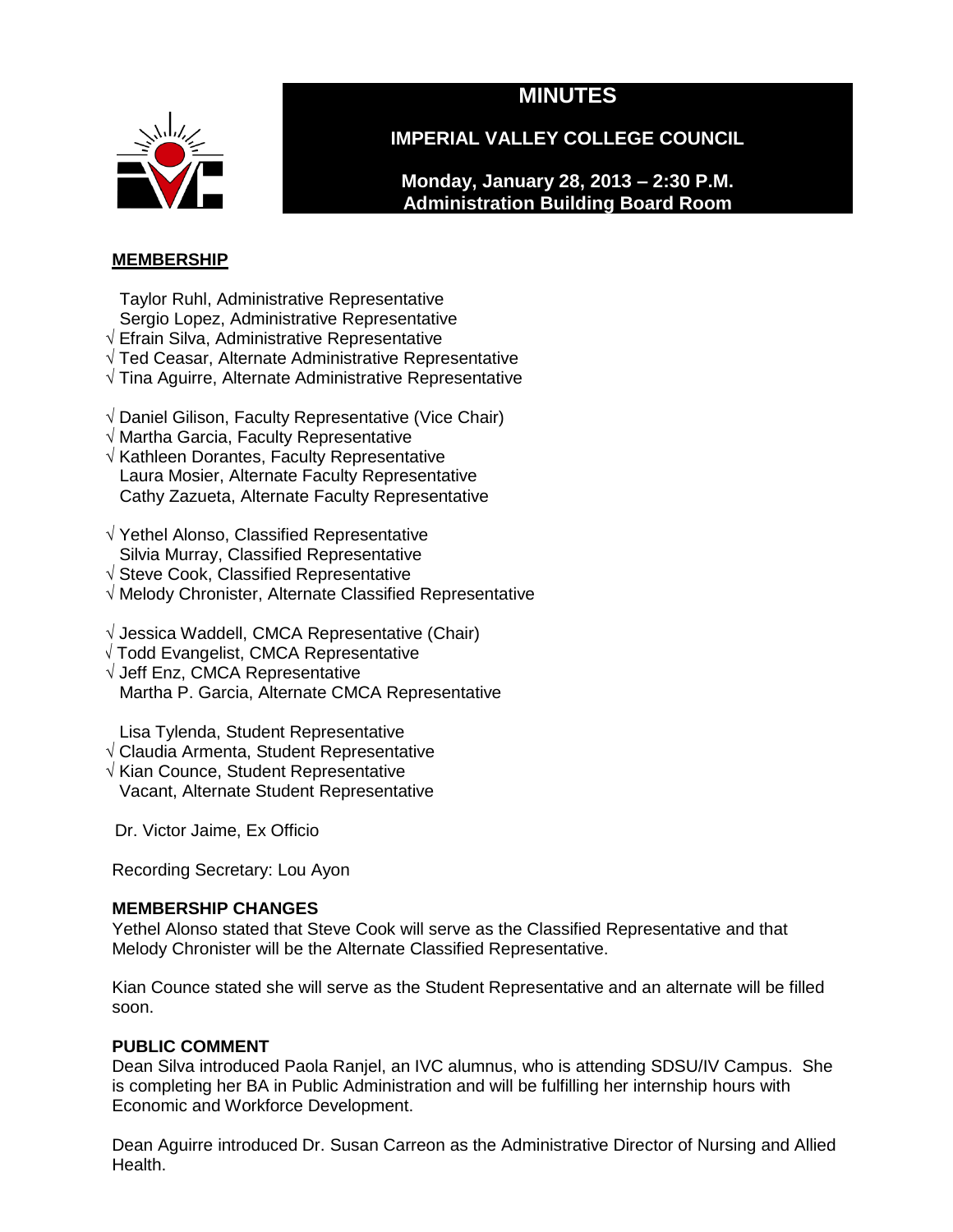# MINUTES

## IMPERIAL VALLEY COLLEGE COUNCIL

**Monday, January 28, 2013 – 2:30 P.M.**
**Administration Building Board Room**

**MEMBERSHIP**

Taylor Ruhl, Administrative Representative
Sergio Lopez, Administrative Representative
√ Efrain Silva, Administrative Representative
√ Ted Ceasar, Alternate Administrative Representative
√ Tina Aguirre, Alternate Administrative Representative

√ Daniel Gilison, Faculty Representative (Vice Chair)
√ Martha Garcia, Faculty Representative
√ Kathleen Dorantes, Faculty Representative
Laura Mosier, Alternate Faculty Representative
Cathy Zazueta, Alternate Faculty Representative

√ Yethel Alonso, Classified Representative
Silvia Murray, Classified Representative
√ Steve Cook, Classified Representative
√ Melody Chronister, Alternate Classified Representative

√ Jessica Waddell, CMCA Representative (Chair)
√ Todd Evangelist, CMCA Representative
√ Jeff Enz, CMCA Representative
Martha P. Garcia, Alternate CMCA Representative

Lisa Tylenda, Student Representative
√ Claudia Armenta, Student Representative
√ Kian Counce, Student Representative
Vacant, Alternate Student Representative

Dr. Victor Jaime, Ex Officio

Recording Secretary: Lou Ayon

**MEMBERSHIP CHANGES**

Yethel Alonso stated that Steve Cook will serve as the Classified Representative and that Melody Chronister will be the Alternate Classified Representative.

Kian Counce stated she will serve as the Student Representative and an alternate will be filled soon.

**PUBLIC COMMENT**

Dean Silva introduced Paola Ranjel, an IVC alumnus, who is attending SDSU/IV Campus. She is completing her BA in Public Administration and will be fulfilling her internship hours with Economic and Workforce Development.

Dean Aguirre introduced Dr. Susan Carreon as the Administrative Director of Nursing and Allied Health.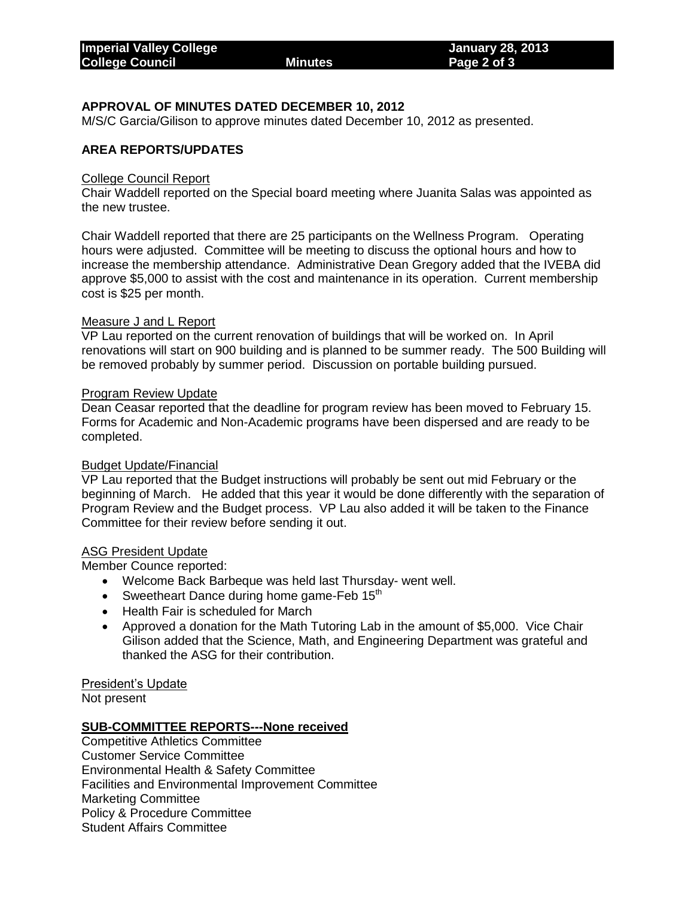## APPROVAL OF MINUTES DATED DECEMBER 10, 2012

M/S/C Garcia/Gilison to approve minutes dated December 10, 2012 as presented.

## AREA REPORTS/UPDATES

College Council Report

Chair Waddell reported on the Special board meeting where Juanita Salas was appointed as the new trustee.

Chair Waddell reported that there are 25 participants on the Wellness Program. Operating hours were adjusted. Committee will be meeting to discuss the optional hours and how to increase the membership attendance. Administrative Dean Gregory added that the IVEBA did approve $5,000 to assist with the cost and maintenance in its operation. Current membership cost is $25 per month.

Measure J and L Report

VP Lau reported on the current renovation of buildings that will be worked on. In April renovations will start on 900 building and is planned to be summer ready. The 500 Building will be removed probably by summer period. Discussion on portable building pursued.

Program Review Update

Dean Ceasar reported that the deadline for program review has been moved to February 15. Forms for Academic and Non-Academic programs have been dispersed and are ready to be completed.

Budget Update/Financial

VP Lau reported that the Budget instructions will probably be sent out mid February or the beginning of March. He added that this year it would be done differently with the separation of Program Review and the Budget process. VP Lau also added it will be taken to the Finance Committee for their review before sending it out.

ASG President Update

Member Counce reported:

- Welcome Back Barbeque was held last Thursday- went well.
- Sweetheart Dance during home game-Feb 15th
- Health Fair is scheduled for March
- Approved a donation for the Math Tutoring Lab in the amount of $5,000. Vice Chair Gilison added that the Science, Math, and Engineering Department was grateful and thanked the ASG for their contribution.

President's Update

Not present

## SUB-COMMITTEE REPORTS---None received

Competitive Athletics Committee
Customer Service Committee
Environmental Health & Safety Committee
Facilities and Environmental Improvement Committee
Marketing Committee
Policy & Procedure Committee
Student Affairs Committee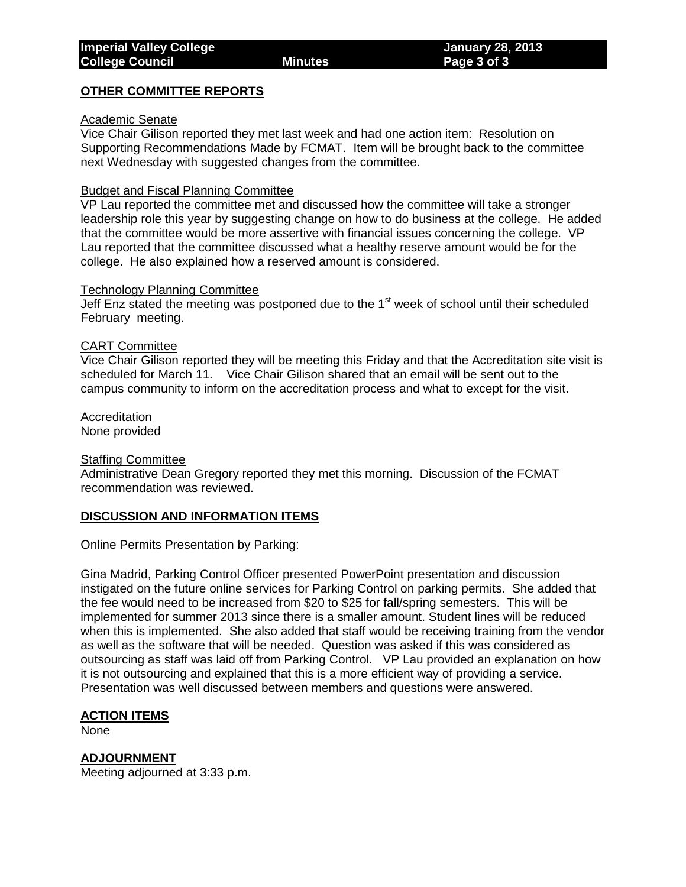## OTHER COMMITTEE REPORTS

Academic Senate

Vice Chair Gilison reported they met last week and had one action item: Resolution on Supporting Recommendations Made by FCMAT. Item will be brought back to the committee next Wednesday with suggested changes from the committee.

Budget and Fiscal Planning Committee

VP Lau reported the committee met and discussed how the committee will take a stronger leadership role this year by suggesting change on how to do business at the college. He added that the committee would be more assertive with financial issues concerning the college. VP Lau reported that the committee discussed what a healthy reserve amount would be for the college. He also explained how a reserved amount is considered.

Technology Planning Committee

Jeff Enz stated the meeting was postponed due to the 1st week of school until their scheduled February meeting.

CART Committee

Vice Chair Gilison reported they will be meeting this Friday and that the Accreditation site visit is scheduled for March 11. Vice Chair Gilison shared that an email will be sent out to the campus community to inform on the accreditation process and what to except for the visit.

Accreditation

None provided

Staffing Committee

Administrative Dean Gregory reported they met this morning. Discussion of the FCMAT recommendation was reviewed.

## DISCUSSION AND INFORMATION ITEMS

Online Permits Presentation by Parking:

Gina Madrid, Parking Control Officer presented PowerPoint presentation and discussion instigated on the future online services for Parking Control on parking permits. She added that the fee would need to be increased from $20 to $25 for fall/spring semesters. This will be implemented for summer 2013 since there is a smaller amount. Student lines will be reduced when this is implemented. She also added that staff would be receiving training from the vendor as well as the software that will be needed. Question was asked if this was considered as outsourcing as staff was laid off from Parking Control. VP Lau provided an explanation on how it is not outsourcing and explained that this is a more efficient way of providing a service. Presentation was well discussed between members and questions were answered.

## ACTION ITEMS

None

## ADJOURNMENT

Meeting adjourned at 3:33 p.m.